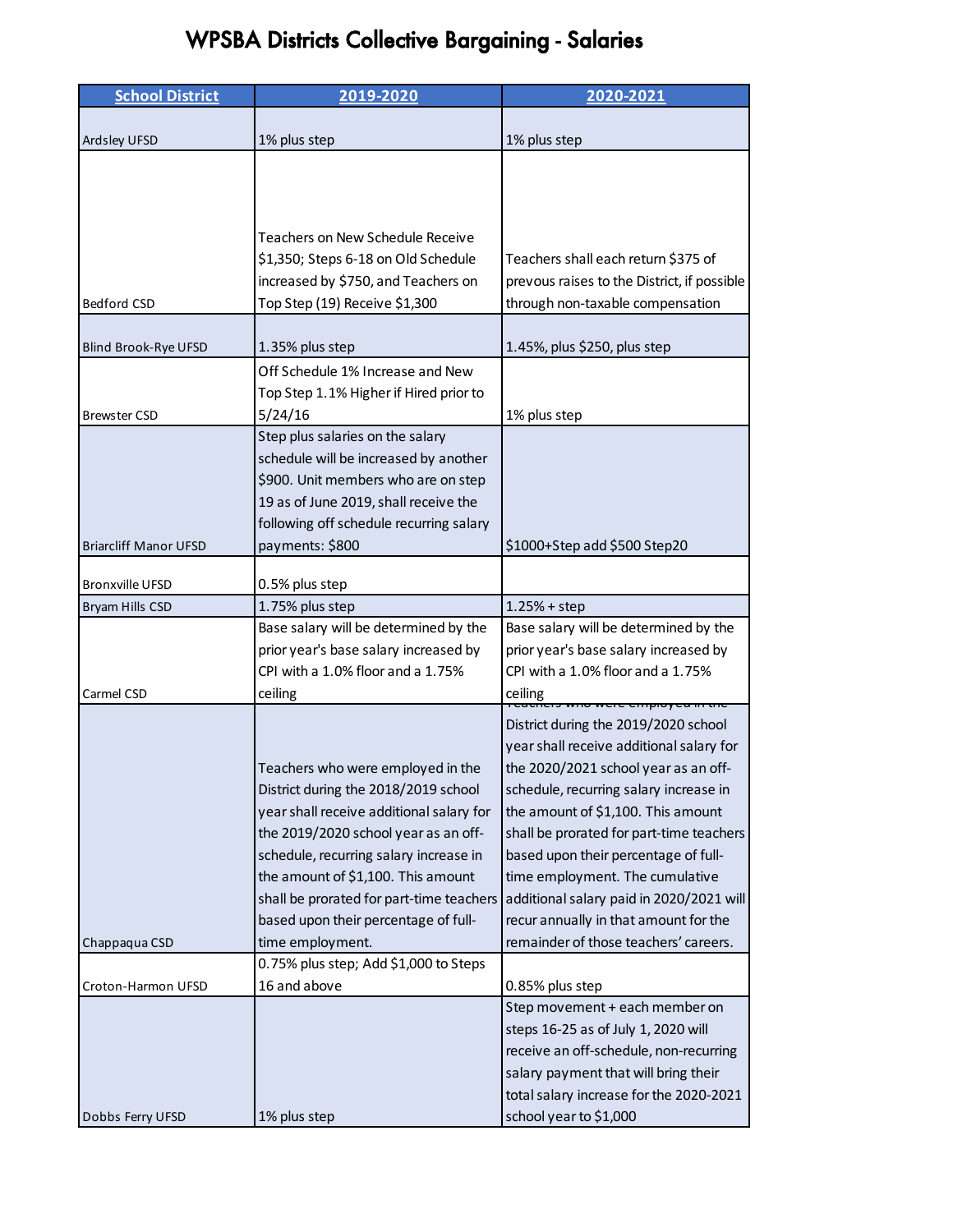# WPSBA Districts Collective Bargaining - Salaries

| School District | 2019-2020 | 2020-2021 |
|---|---|---|
| Ardsley UFSD | 1% plus step | 1% plus step |
| Bedford CSD | Teachers on New Schedule Receive $1,350; Steps 6-18 on Old Schedule increased by $750, and Teachers on Top Step (19) Receive $1,300 | Teachers shall each return $375 of prevous raises to the District, if possible through non-taxable compensation |
| Blind Brook-Rye UFSD | 1.35% plus step | 1.45%, plus $250, plus step |
| Brewster CSD | Off Schedule 1% Increase and New Top Step 1.1% Higher if Hired prior to 5/24/16 | 1% plus step |
| Briarcliff Manor UFSD | Step plus salaries on the salary schedule will be increased by another $900. Unit members who are on step 19 as of June 2019, shall receive the following off schedule recurring salary payments: $800 | $1000+Step add $500 Step20 |
| Bronxville UFSD | 0.5% plus step | |
| Bryam Hills CSD | 1.75% plus step | 1.25% + step |
| Carmel CSD | Base salary will be determined by the prior year's base salary increased by CPI with a 1.0% floor and a 1.75% ceiling | Base salary will be determined by the prior year's base salary increased by CPI with a 1.0% floor and a 1.75% ceiling |
| Chappaqua CSD | Teachers who were employed in the District during the 2018/2019 school year shall receive additional salary for the 2019/2020 school year as an off-schedule, recurring salary increase in the amount of $1,100. This amount shall be prorated for part-time teachers based upon their percentage of full-time employment. | Teachers who were employed in the District during the 2019/2020 school year shall receive additional salary for the 2020/2021 school year as an off-schedule, recurring salary increase in the amount of $1,100. This amount shall be prorated for part-time teachers based upon their percentage of full-time employment. The cumulative additional salary paid in 2020/2021 will recur annually in that amount for the remainder of those teachers' careers. |
| Croton-Harmon UFSD | 0.75% plus step; Add $1,000 to Steps 16 and above | 0.85% plus step |
| Dobbs Ferry UFSD | 1% plus step | Step movement + each member on steps 16-25 as of July 1, 2020 will receive an off-schedule, non-recurring salary payment that will bring their total salary increase for the 2020-2021 school year to $1,000 |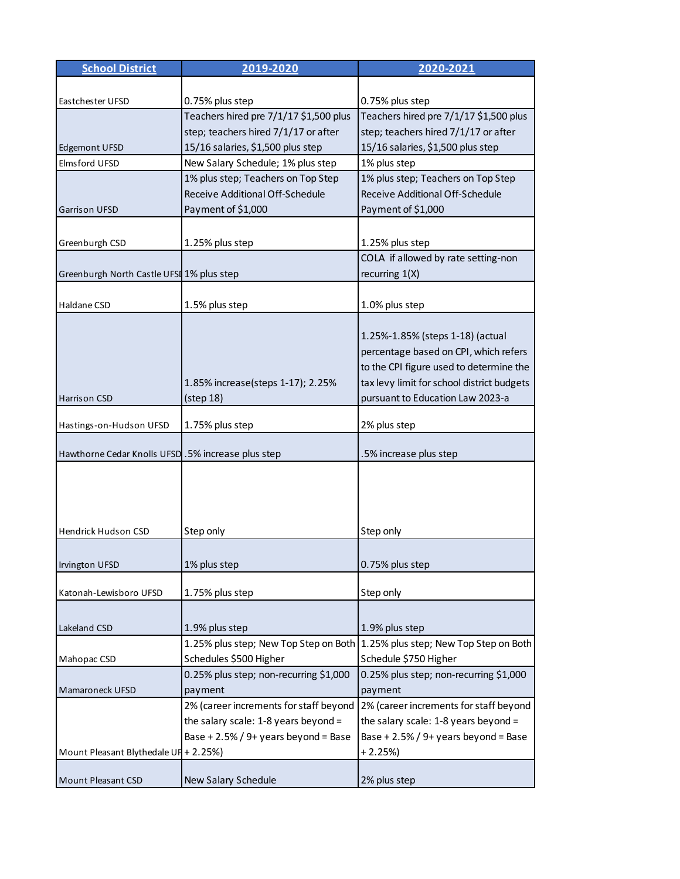| School District | 2019-2020 | 2020-2021 |
|---|---|---|
| Eastchester UFSD | 0.75% plus step | 0.75% plus step |
| Edgemont UFSD | Teachers hired pre 7/1/17 $1,500 plus step; teachers hired 7/1/17 or after 15/16 salaries, $1,500 plus step | Teachers hired pre 7/1/17 $1,500 plus step; teachers hired 7/1/17 or after 15/16 salaries, $1,500 plus step |
| Elmsford UFSD | New Salary Schedule; 1% plus step | 1% plus step |
| Garrison UFSD | 1% plus step; Teachers on Top Step Receive Additional Off-Schedule Payment of $1,000 | 1% plus step; Teachers on Top Step Receive Additional Off-Schedule Payment of $1,000 |
| Greenburgh CSD | 1.25% plus step | 1.25% plus step |
| Greenburgh North Castle UFSI | 1% plus step | COLA if allowed by rate setting-non recurring 1(X) |
| Haldane CSD | 1.5% plus step | 1.0% plus step |
| Harrison CSD | 1.85% increase(steps 1-17); 2.25% (step 18) | 1.25%-1.85% (steps 1-18) (actual percentage based on CPI, which refers to the CPI figure used to determine the tax levy limit for school district budgets pursuant to Education Law 2023-a |
| Hastings-on-Hudson UFSD | 1.75% plus step | 2% plus step |
| Hawthorne Cedar Knolls UFSD | .5% increase plus step | .5% increase plus step |
| Hendrick Hudson CSD | Step only | Step only |
| Irvington UFSD | 1% plus step | 0.75% plus step |
| Katonah-Lewisboro UFSD | 1.75% plus step | Step only |
| Lakeland CSD | 1.9% plus step | 1.9% plus step |
| Mahopac CSD | 1.25% plus step; New Top Step on Both Schedules $500 Higher | 1.25% plus step; New Top Step on Both Schedule $750 Higher |
| Mamaroneck UFSD | 0.25% plus step; non-recurring $1,000 payment | 0.25% plus step; non-recurring $1,000 payment |
| Mount Pleasant Blythedale UF | 2% (career increments for staff beyond the salary scale: 1-8 years beyond = Base + 2.5% / 9+ years beyond = Base + 2.25%) | 2% (career increments for staff beyond the salary scale: 1-8 years beyond = Base + 2.5% / 9+ years beyond = Base + 2.25%) |
| Mount Pleasant CSD | New Salary Schedule | 2% plus step |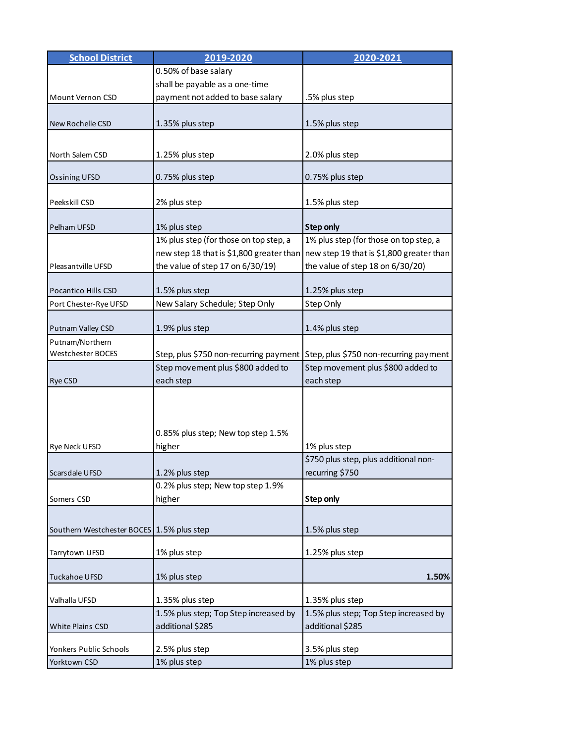| School District | 2019-2020 | 2020-2021 |
|---|---|---|
| Mount Vernon CSD | 0.50% of base salary shall be payable as a one-time payment not added to base salary | .5% plus step |
| New Rochelle CSD | 1.35% plus step | 1.5% plus step |
| North Salem CSD | 1.25% plus step | 2.0% plus step |
| Ossining UFSD | 0.75% plus step | 0.75% plus step |
| Peekskill CSD | 2% plus step | 1.5% plus step |
| Pelham UFSD | 1% plus step | **Step only** |
| Pleasantville UFSD | 1% plus step (for those on top step, a new step 18 that is $1,800 greater than the value of step 17 on 6/30/19) | 1% plus step (for those on top step, a new step 19 that is $1,800 greater than the value of step 18 on 6/30/20) |
| Pocantico Hills CSD | 1.5% plus step | 1.25% plus step |
| Port Chester-Rye UFSD | New Salary Schedule; Step Only | Step Only |
| Putnam Valley CSD | 1.9% plus step | 1.4% plus step |
| Putnam/Northern Westchester BOCES | Step, plus $750 non-recurring payment | Step, plus $750 non-recurring payment |
| Rye CSD | Step movement plus $800 added to each step | Step movement plus $800 added to each step |
| Rye Neck UFSD | 0.85% plus step; New top step 1.5% higher | 1% plus step |
| Scarsdale UFSD | 1.2% plus step | $750 plus step, plus additional non-recurring $750 |
| Somers CSD | 0.2% plus step; New top step 1.9% higher | **Step only** |
| Southern Westchester BOCES | 1.5% plus step | 1.5% plus step |
| Tarrytown UFSD | 1% plus step | 1.25% plus step |
| Tuckahoe UFSD | 1% plus step | **1.50%** |
| Valhalla UFSD | 1.35% plus step | 1.35% plus step |
| White Plains CSD | 1.5% plus step; Top Step increased by additional $285 | 1.5% plus step; Top Step increased by additional $285 |
| Yonkers Public Schools | 2.5% plus step | 3.5% plus step |
| Yorktown CSD | 1% plus step | 1% plus step |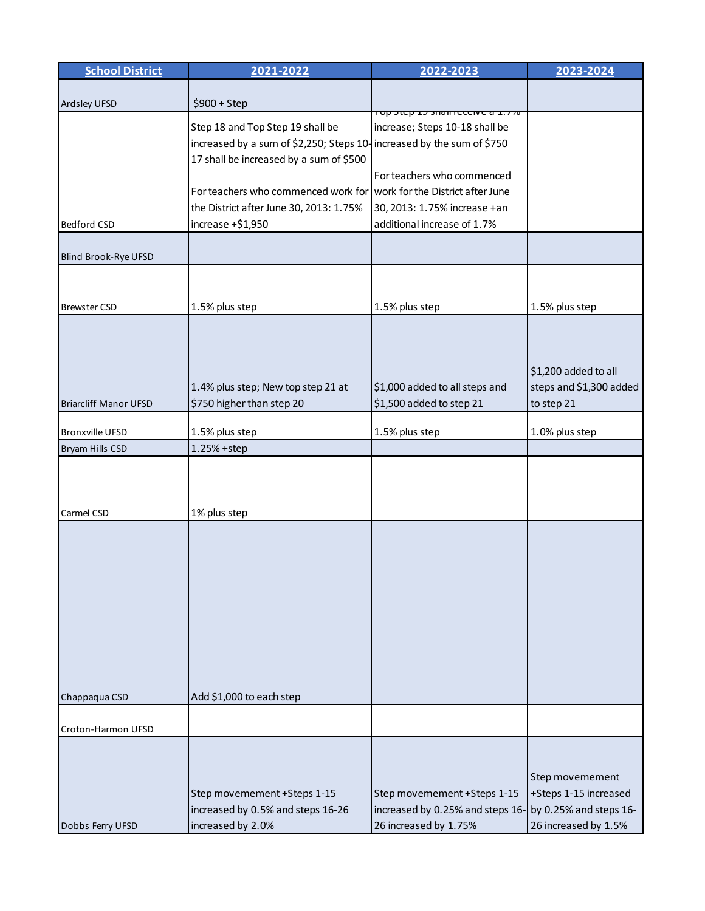| School District | 2021-2022 | 2022-2023 | 2023-2024 |
|---|---|---|---|
| Ardsley UFSD | $900 + Step | | |
| Bedford CSD | Step 18 and Top Step 19 shall be increased by a sum of $2,250; Steps 10-17 shall be increased by a sum of $500<br><br>For teachers who commenced work for the District after June 30, 2013: 1.75% increase +$1,950 | Top Step 19 shall receive a 1.7% increase; Steps 10-18 shall be increased by the sum of $750<br><br>For teachers who commenced work for the District after June 30, 2013: 1.75% increase +an additional increase of 1.7% | |
| Blind Brook-Rye UFSD | | | |
| Brewster CSD | 1.5% plus step | 1.5% plus step | 1.5% plus step |
| Briarcliff Manor UFSD | 1.4% plus step; New top step 21 at $750 higher than step 20 | $1,000 added to all steps and $1,500 added to step 21 | $1,200 added to all steps and $1,300 added to step 21 |
| Bronxville UFSD | 1.5% plus step | 1.5% plus step | 1.0% plus step |
| Bryam Hills CSD | 1.25% +step | | |
| Carmel CSD | 1% plus step | | |
| Chappaqua CSD | Add $1,000 to each step | | |
| Croton-Harmon UFSD | | | |
| Dobbs Ferry UFSD | Step movemement +Steps 1-15 increased by 0.5% and steps 16-26 increased by 2.0% | Step movemement +Steps 1-15 increased by 0.25% and steps 16-26 increased by 1.75% | Step movemement +Steps 1-15 increased by 0.25% and steps 16-26 increased by 1.5% |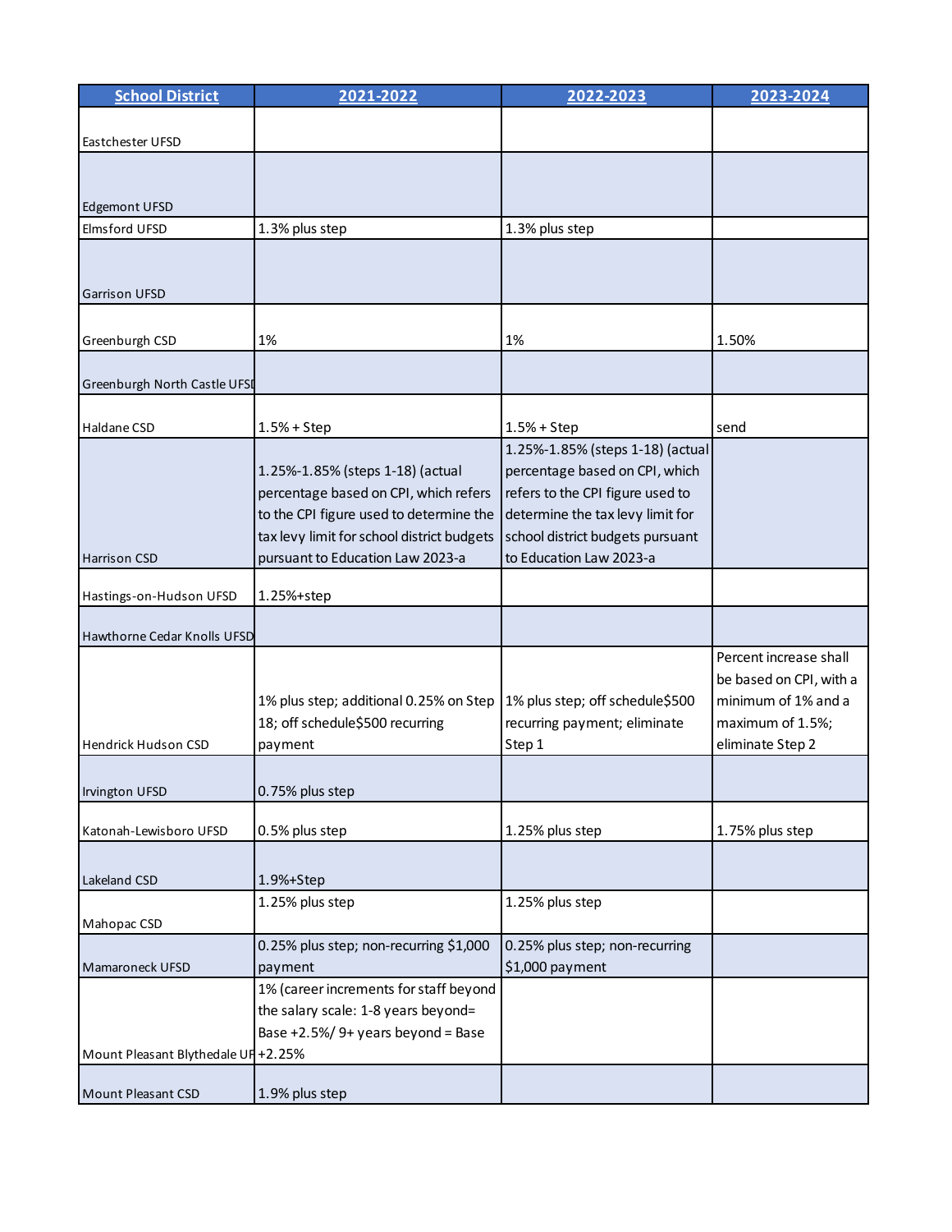| School District | 2021-2022 | 2022-2023 | 2023-2024 |
|---|---|---|---|
| Eastchester UFSD | | | |
| Edgemont UFSD | | | |
| Elmsford UFSD | 1.3% plus step | 1.3% plus step | |
| Garrison UFSD | | | |
| Greenburgh CSD | 1% | 1% | 1.50% |
| Greenburgh North Castle UFSD | | | |
| Haldane CSD | 1.5% + Step | 1.5% + Step | send |
| Harrison CSD | 1.25%-1.85% (steps 1-18) (actual percentage based on CPI, which refers to the CPI figure used to determine the tax levy limit for school district budgets pursuant to Education Law 2023-a | 1.25%-1.85% (steps 1-18) (actual percentage based on CPI, which refers to the CPI figure used to determine the tax levy limit for school district budgets pursuant to Education Law 2023-a | |
| Hastings-on-Hudson UFSD | 1.25%+step | | |
| Hawthorne Cedar Knolls UFSD | | | |
| Hendrick Hudson CSD | 1% plus step; additional 0.25% on Step 18; off schedule$500 recurring payment | 1% plus step; off schedule$500 recurring payment; eliminate Step 1 | Percent increase shall be based on CPI, with a minimum of 1% and a maximum of 1.5%; eliminate Step 2 |
| Irvington UFSD | 0.75% plus step | | |
| Katonah-Lewisboro UFSD | 0.5% plus step | 1.25% plus step | 1.75% plus step |
| Lakeland CSD | 1.9%+Step | | |
| Mahopac CSD | 1.25% plus step | 1.25% plus step | |
| Mamaroneck UFSD | 0.25% plus step; non-recurring $1,000 payment | 0.25% plus step; non-recurring $1,000 payment | |
| Mount Pleasant Blythedale UFSD | 1% (career increments for staff beyond the salary scale: 1-8 years beyond= Base +2.5%/ 9+ years beyond = Base +2.25% | | |
| Mount Pleasant CSD | 1.9% plus step | | |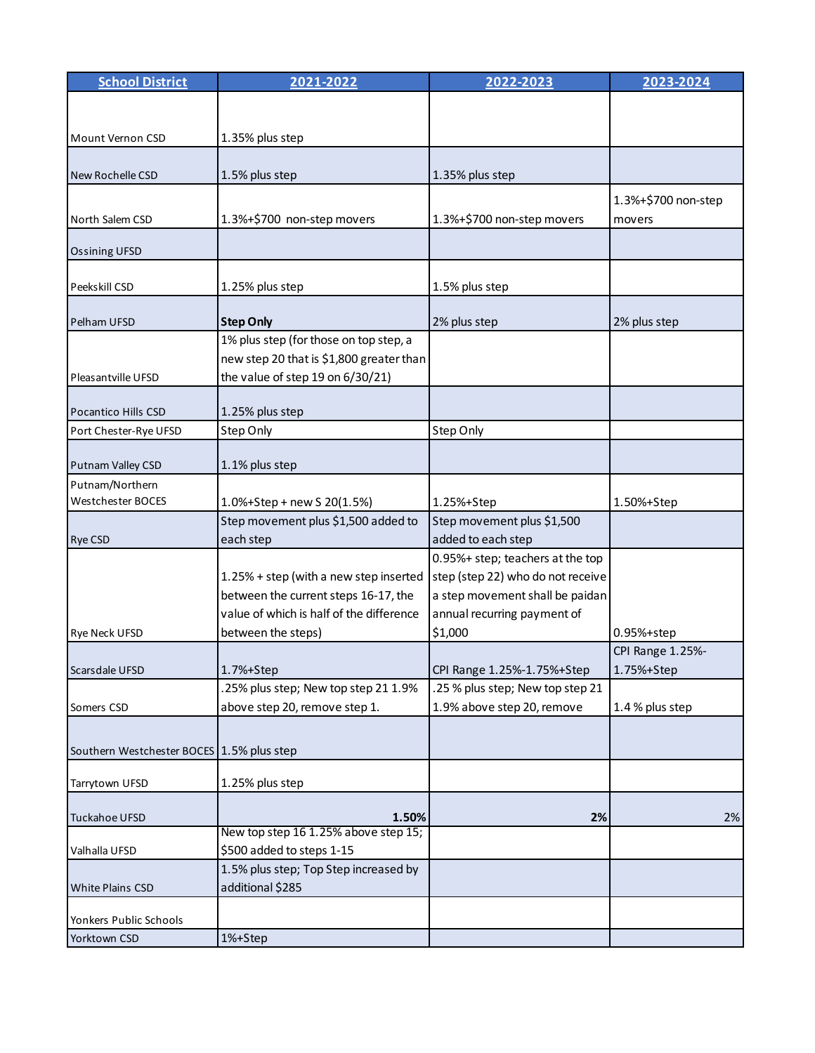| School District | 2021-2022 | 2022-2023 | 2023-2024 |
|---|---|---|---|
| Mount Vernon CSD | 1.35% plus step | | |
| New Rochelle CSD | 1.5% plus step | 1.35% plus step | |
| North Salem CSD | 1.3%+$700 non-step movers | 1.3%+$700 non-step movers | 1.3%+$700 non-step movers |
| Ossining UFSD | | | |
| Peekskill CSD | 1.25% plus step | 1.5% plus step | |
| Pelham UFSD | **Step Only** | 2% plus step | 2% plus step |
| Pleasantville UFSD | 1% plus step (for those on top step, a new step 20 that is $1,800 greater than the value of step 19 on 6/30/21) | | |
| Pocantico Hills CSD | 1.25% plus step | | |
| Port Chester-Rye UFSD | Step Only | Step Only | |
| Putnam Valley CSD | 1.1% plus step | | |
| Putnam/Northern Westchester BOCES | 1.0%+Step + new S 20(1.5%) | 1.25%+Step | 1.50%+Step |
| Rye CSD | Step movement plus $1,500 added to each step | Step movement plus $1,500 added to each step | |
| Rye Neck UFSD | 1.25% + step (with a new step inserted between the current steps 16-17, the value of which is half of the difference between the steps) | 0.95%+ step; teachers at the top step (step 22) who do not receive a step movement shall be paidan annual recurring payment of $1,000 | 0.95%+step |
| Scarsdale UFSD | 1.7%+Step | CPI Range 1.25%-1.75%+Step | CPI Range 1.25%-1.75%+Step |
| Somers CSD | .25% plus step; New top step 21 1.9% above step 20, remove step 1. | .25 % plus step; New top step 21 1.9% above step 20, remove | 1.4 % plus step |
| Southern Westchester BOCES | 1.5% plus step | | |
| Tarrytown UFSD | 1.25% plus step | | |
| Tuckahoe UFSD | **1.50%** | **2%** | 2% |
| Valhalla UFSD | New top step 16 1.25% above step 15; $500 added to steps 1-15 | | |
| White Plains CSD | 1.5% plus step; Top Step increased by additional $285 | | |
| Yonkers Public Schools | | | |
| Yorktown CSD | 1%+Step | | |